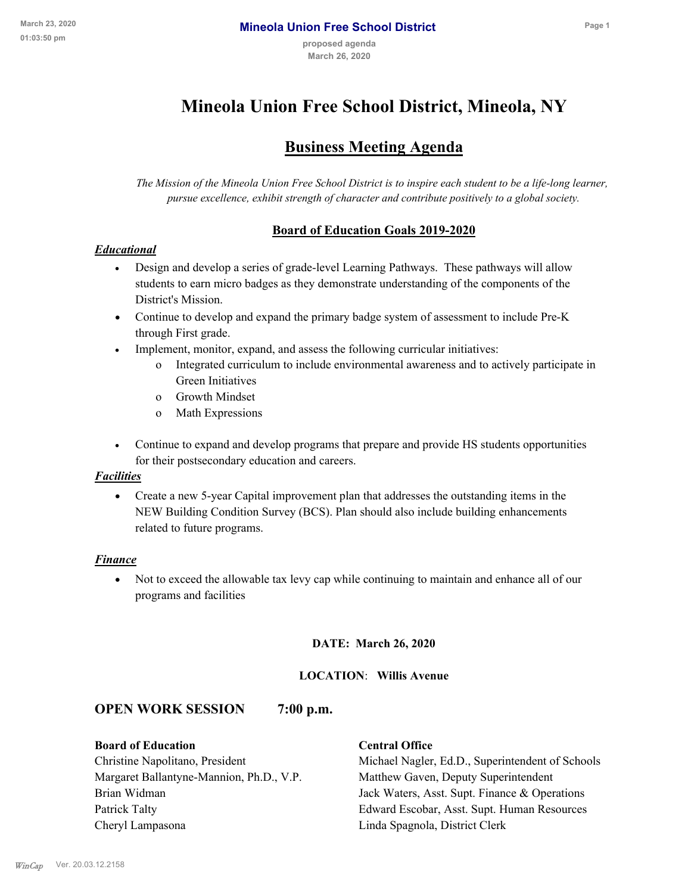# Mineola Union Free School District, Mineola, NY

## Business Meeting Agenda

*The Mission of the Mineola Union Free School District is to inspire each student to be a life-long learner, pursue excellence, exhibit strength of character and contribute positively to a global society.*

### Board of Education Goals 2019-2020

***Educational***

- Design and develop a series of grade-level Learning Pathways. These pathways will allow students to earn micro badges as they demonstrate understanding of the components of the District's Mission.
- Continue to develop and expand the primary badge system of assessment to include Pre-K through First grade.
- Implement, monitor, expand, and assess the following curricular initiatives:
  - Integrated curriculum to include environmental awareness and to actively participate in Green Initiatives
  - Growth Mindset
  - Math Expressions
- Continue to expand and develop programs that prepare and provide HS students opportunities for their postsecondary education and careers.

***Facilities***

- Create a new 5-year Capital improvement plan that addresses the outstanding items in the NEW Building Condition Survey (BCS). Plan should also include building enhancements related to future programs.

***Finance***

- Not to exceed the allowable tax levy cap while continuing to maintain and enhance all of our programs and facilities

**DATE: March 26, 2020**

**LOCATION: Willis Avenue**

## OPEN WORK SESSION 7:00 p.m.

**Board of Education**
Christine Napolitano, President
Margaret Ballantyne-Mannion, Ph.D., V.P.
Brian Widman
Patrick Talty
Cheryl Lampasona

**Central Office**
Michael Nagler, Ed.D., Superintendent of Schools
Matthew Gaven, Deputy Superintendent
Jack Waters, Asst. Supt. Finance & Operations
Edward Escobar, Asst. Supt. Human Resources
Linda Spagnola, District Clerk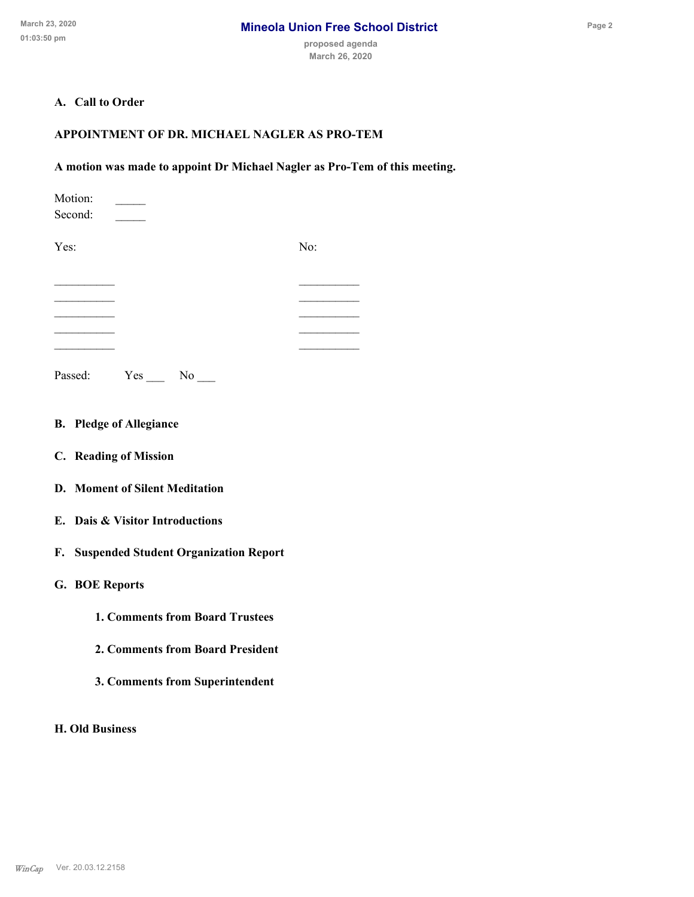**A. Call to Order**

**APPOINTMENT OF DR. MICHAEL NAGLER AS PRO-TEM**

**A motion was made to appoint Dr Michael Nagler as Pro-Tem of this meeting.**

Motion: _____
Second: _____

| Yes: | No: |
|---|---|
| __________ | __________ |
| __________ | __________ |
| __________ | __________ |
| __________ | __________ |
| __________ | __________ |

Passed: Yes ___ No ___

**B. Pledge of Allegiance**

**C. Reading of Mission**

**D. Moment of Silent Meditation**

**E. Dais & Visitor Introductions**

**F. Suspended Student Organization Report**

**G. BOE Reports**

**1. Comments from Board Trustees**

**2. Comments from Board President**

**3. Comments from Superintendent**

**H. Old Business**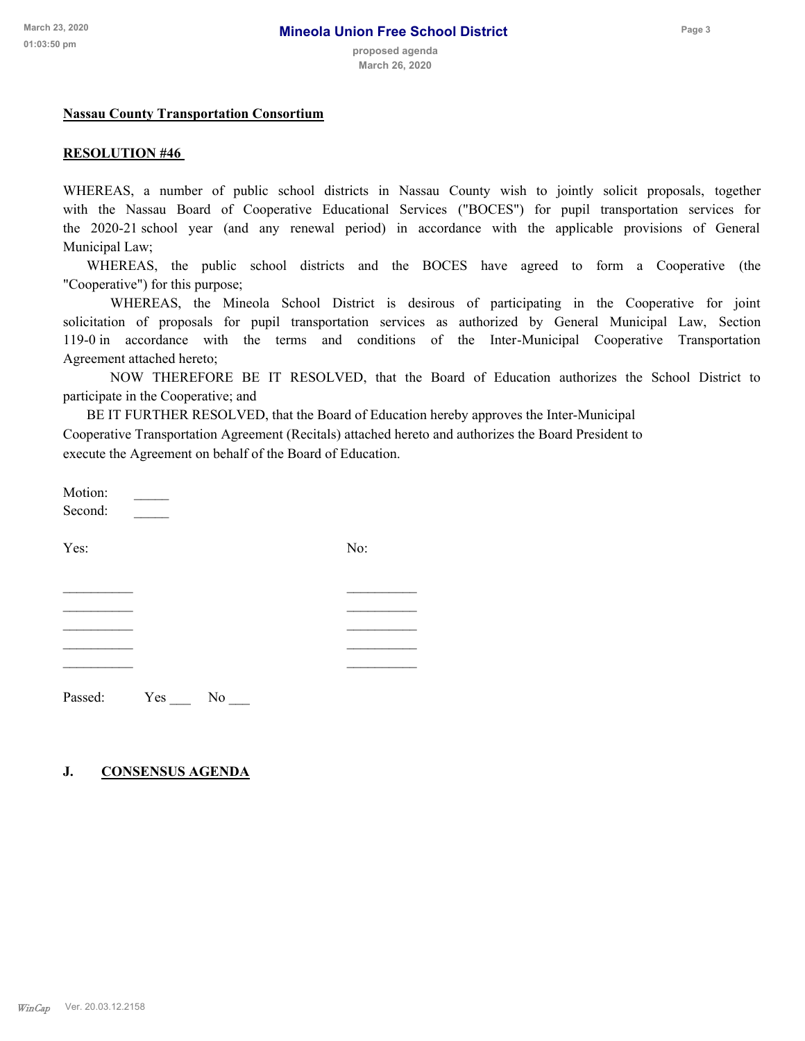**Nassau County Transportation Consortium**

**RESOLUTION #46**

WHEREAS, a number of public school districts in Nassau County wish to jointly solicit proposals, together with the Nassau Board of Cooperative Educational Services ("BOCES") for pupil transportation services for the 2020-21 school year (and any renewal period) in accordance with the applicable provisions of General Municipal Law;

WHEREAS, the public school districts and the BOCES have agreed to form a Cooperative (the "Cooperative") for this purpose;

WHEREAS, the Mineola School District is desirous of participating in the Cooperative for joint solicitation of proposals for pupil transportation services as authorized by General Municipal Law, Section 119-0 in accordance with the terms and conditions of the Inter-Municipal Cooperative Transportation Agreement attached hereto;

NOW THEREFORE BE IT RESOLVED, that the Board of Education authorizes the School District to participate in the Cooperative; and

BE IT FURTHER RESOLVED, that the Board of Education hereby approves the Inter-Municipal Cooperative Transportation Agreement (Recitals) attached hereto and authorizes the Board President to execute the Agreement on behalf of the Board of Education.

Motion: _____
Second: _____

| Yes: | No: |
| --- | --- |
| __________ | __________ |
| __________ | __________ |
| __________ | __________ |
| __________ | __________ |
| __________ | __________ |

Passed: Yes ___ No ___

**J. CONSENSUS AGENDA**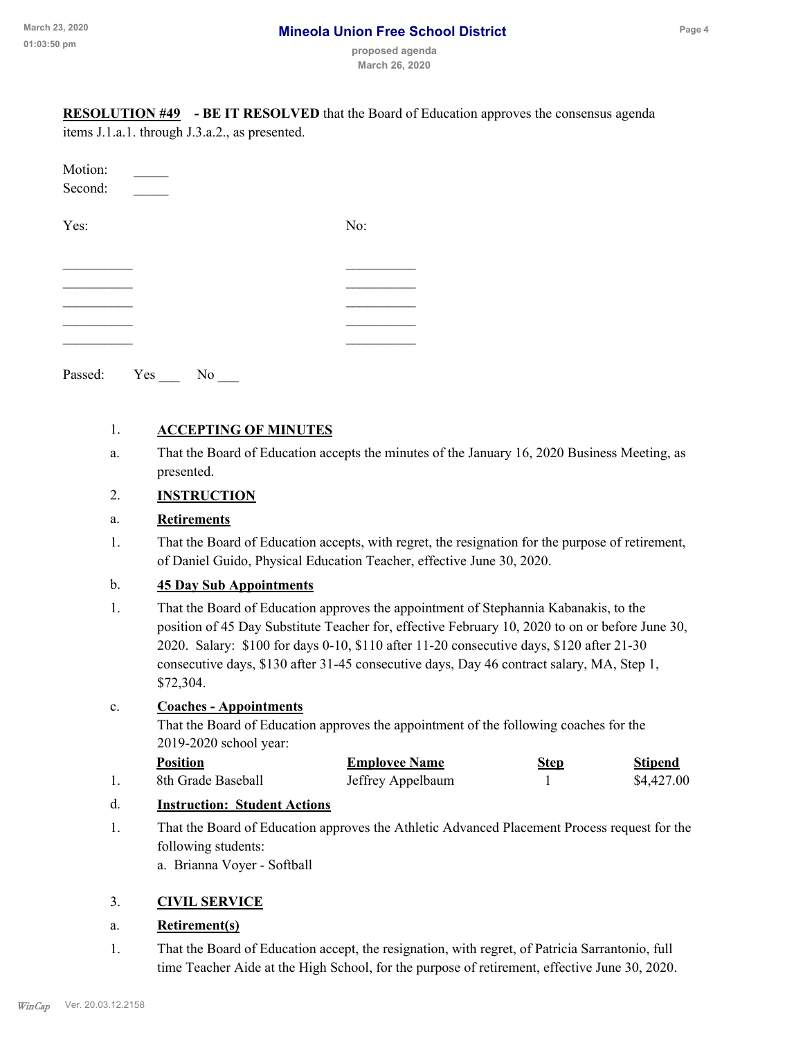**RESOLUTION #49 - BE IT RESOLVED** that the Board of Education approves the consensus agenda items J.1.a.1. through J.3.a.2., as presented.

Motion: _____
Second: _____

| Yes: | No: |
|---|---|
| __________ | __________ |
| __________ | __________ |
| __________ | __________ |
| __________ | __________ |
| __________ | __________ |

Passed: Yes ___ No ___

1. **ACCEPTING OF MINUTES**

a. That the Board of Education accepts the minutes of the January 16, 2020 Business Meeting, as presented.

2. **INSTRUCTION**

a. **Retirements**

1. That the Board of Education accepts, with regret, the resignation for the purpose of retirement, of Daniel Guido, Physical Education Teacher, effective June 30, 2020.

b. **45 Day Sub Appointments**

1. That the Board of Education approves the appointment of Stephannia Kabanakis, to the position of 45 Day Substitute Teacher for, effective February 10, 2020 to on or before June 30, 2020. Salary: $100 for days 0-10, $110 after 11-20 consecutive days, $120 after 21-30 consecutive days, $130 after 31-45 consecutive days, Day 46 contract salary, MA, Step 1, $72,304.

c. **Coaches - Appointments**

That the Board of Education approves the appointment of the following coaches for the 2019-2020 school year:

| | Position | Employee Name | Step | Stipend |
|---|---|---|---|---|
| 1. | 8th Grade Baseball | Jeffrey Appelbaum | 1 | $4,427.00 |

d. **Instruction: Student Actions**

1. That the Board of Education approves the Athletic Advanced Placement Process request for the following students:
   a. Brianna Voyer - Softball

3. **CIVIL SERVICE**

a. **Retirement(s)**

1. That the Board of Education accept, the resignation, with regret, of Patricia Sarrantonio, full time Teacher Aide at the High School, for the purpose of retirement, effective June 30, 2020.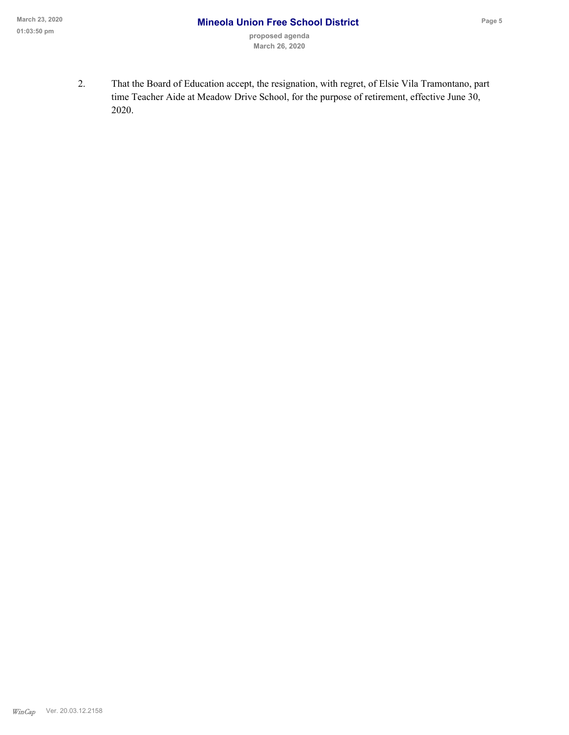2. That the Board of Education accept, the resignation, with regret, of Elsie Vila Tramontano, part time Teacher Aide at Meadow Drive School, for the purpose of retirement, effective June 30, 2020.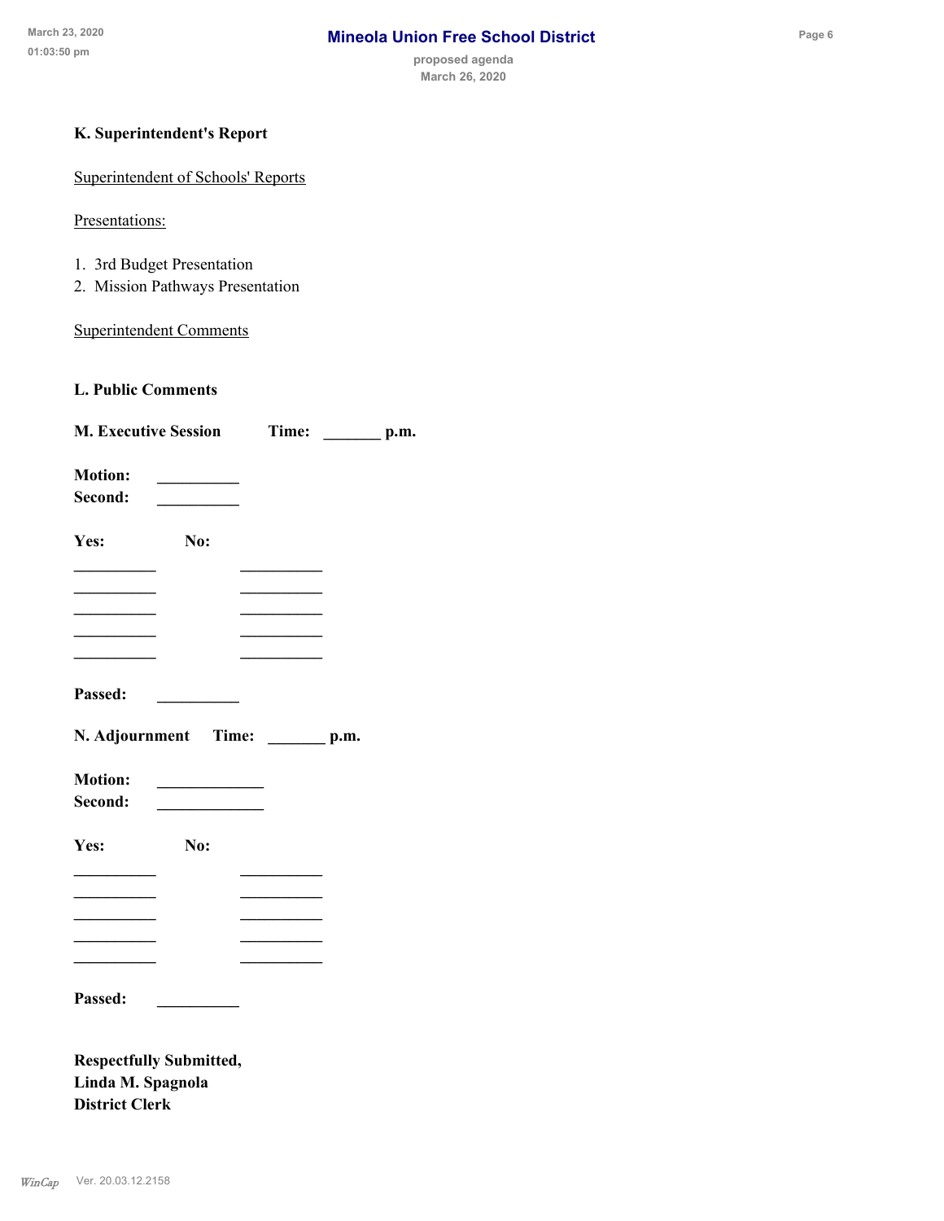**K. Superintendent's Report**

<u>Superintendent of Schools' Reports</u>

<u>Presentations:</u>

1. 3rd Budget Presentation
2. Mission Pathways Presentation

<u>Superintendent Comments</u>

**L. Public Comments**

**M. Executive Session Time: _______ p.m.**

**Motion: __________**
**Second: __________**

| **Yes:** | **No:** |
|---|---|
| __________ | __________ |
| __________ | __________ |
| __________ | __________ |
| __________ | __________ |
| __________ | __________ |

**Passed: __________**

**N. Adjournment Time: _______ p.m.**

**Motion: _____________**
**Second: _____________**

| **Yes:** | **No:** |
|---|---|
| __________ | __________ |
| __________ | __________ |
| __________ | __________ |
| __________ | __________ |
| __________ | __________ |

**Passed: __________**

**Respectfully Submitted,**
**Linda M. Spagnola**
**District Clerk**